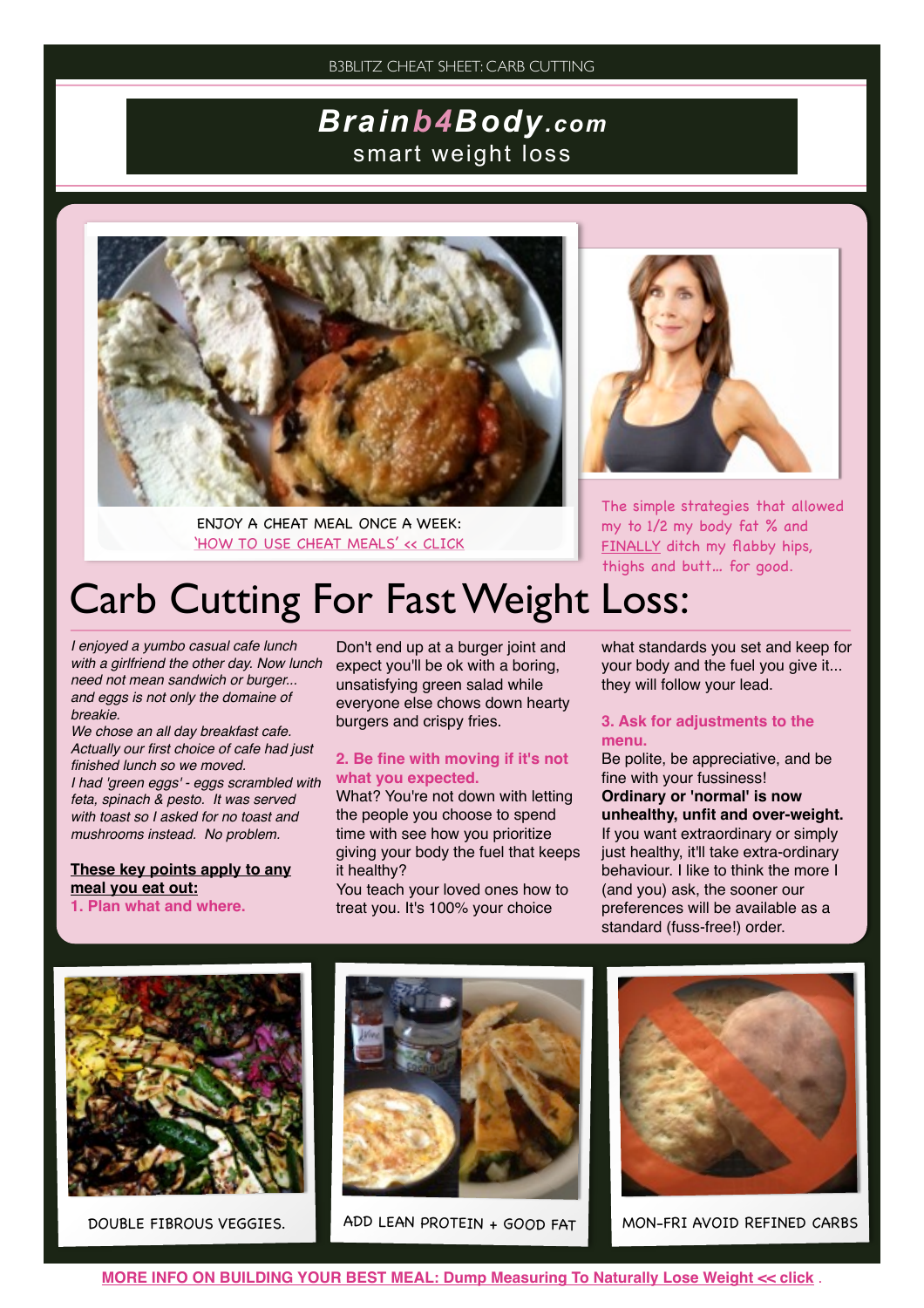B3BLITZ CHEAT SHEET: CARB CUTTING

**Brainb4Body.com**
smart weight loss

ENJOY A CHEAT MEAL ONCE A WEEK:
'HOW TO USE CHEAT MEALS' << CLICK

The simple strategies that allowed my to 1/2 my body fat % and FINALLY ditch my flabby hips, thighs and butt... for good.

# Carb Cutting For Fast Weight Loss:

*I enjoyed a yumbo casual cafe lunch with a girlfriend the other day. Now lunch need not mean sandwich or burger... and eggs is not only the domaine of breakie.*
*We chose an all day breakfast cafe. Actually our first choice of cafe had just finished lunch so we moved.*
*I had 'green eggs' - eggs scrambled with feta, spinach & pesto. It was served with toast so I asked for no toast and mushrooms instead. No problem.*

**These key points apply to any meal you eat out:**

**1. Plan what and where.**

Don't end up at a burger joint and expect you'll be ok with a boring, unsatisfying green salad while everyone else chows down hearty burgers and crispy fries.

**2. Be fine with moving if it's not what you expected.**

What? You're not down with letting the people you choose to spend time with see how you prioritize giving your body the fuel that keeps it healthy?
You teach your loved ones how to treat you. It's 100% your choice what standards you set and keep for your body and the fuel you give it... they will follow your lead.

**3. Ask for adjustments to the menu.**

Be polite, be appreciative, and be fine with your fussiness!
**Ordinary or 'normal' is now unhealthy, unfit and over-weight.** If you want extraordinary or simply just healthy, it'll take extra-ordinary behaviour. I like to think the more I (and you) ask, the sooner our preferences will be available as a standard (fuss-free!) order.

DOUBLE FIBROUS VEGGIES.

ADD LEAN PROTEIN + GOOD FAT

MON-FRI AVOID REFINED CARBS

**MORE INFO ON BUILDING YOUR BEST MEAL: Dump Measuring To Naturally Lose Weight << click** .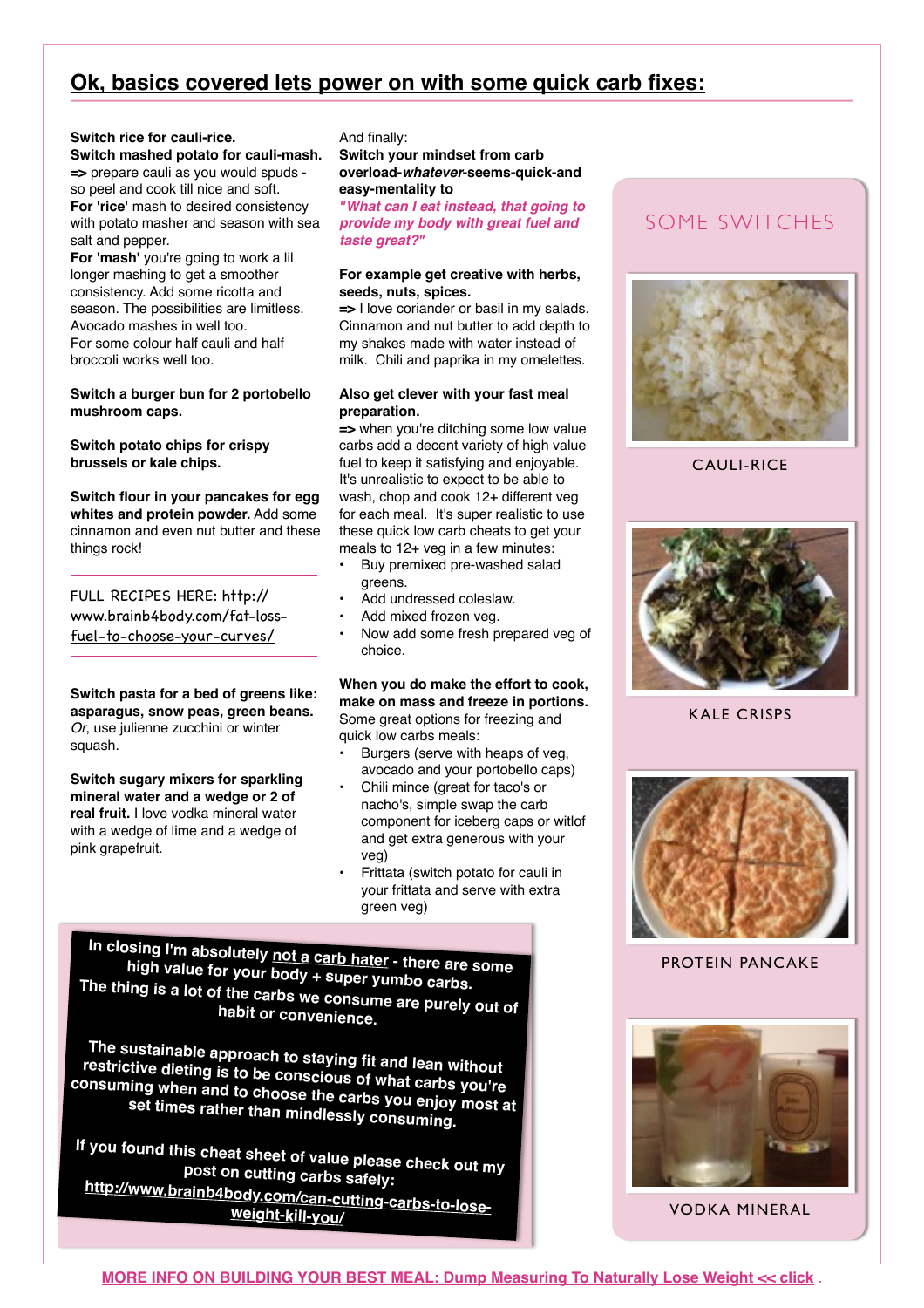## Ok, basics covered lets power on with some quick carb fixes:

**Switch rice for cauli-rice.**
**Switch mashed potato for cauli-mash.**
**=>** prepare cauli as you would spuds - so peel and cook till nice and soft.
**For 'rice'** mash to desired consistency with potato masher and season with sea salt and pepper.
**For 'mash'** you're going to work a lil longer mashing to get a smoother consistency. Add some ricotta and season. The possibilities are limitless. Avocado mashes in well too.
For some colour half cauli and half broccoli works well too.

**Switch a burger bun for 2 portobello mushroom caps.**

**Switch potato chips for crispy brussels or kale chips.**

**Switch flour in your pancakes for egg whites and protein powder.** Add some cinnamon and even nut butter and these things rock!

FULL RECIPES HERE: http://www.brainb4body.com/fat-loss-fuel-to-choose-your-curves/

**Switch pasta for a bed of greens like: asparagus, snow peas, green beans.** *Or,* use julienne zucchini or winter squash.

**Switch sugary mixers for sparkling mineral water and a wedge or 2 of real fruit.** I love vodka mineral water with a wedge of lime and a wedge of pink grapefruit.

And finally:
**Switch your mindset from carb overload-*whatever*-seems-quick-and easy-mentality to**
***"What can I eat instead, that going to provide my body with great fuel and taste great?"***

**For example get creative with herbs, seeds, nuts, spices.**
**=>** I love coriander or basil in my salads. Cinnamon and nut butter to add depth to my shakes made with water instead of milk. Chili and paprika in my omelettes.

**Also get clever with your fast meal preparation.**
**=>** when you're ditching some low value carbs add a decent variety of high value fuel to keep it satisfying and enjoyable. It's unrealistic to expect to be able to wash, chop and cook 12+ different veg for each meal. It's super realistic to use these quick low carb cheats to get your meals to 12+ veg in a few minutes:

- Buy premixed pre-washed salad greens.
- Add undressed coleslaw.
- Add mixed frozen veg.
- Now add some fresh prepared veg of choice.

**When you do make the effort to cook, make on mass and freeze in portions.** Some great options for freezing and quick low carbs meals:

- Burgers (serve with heaps of veg, avocado and your portobello caps)
- Chili mince (great for taco's or nacho's, simple swap the carb component for iceberg caps or witlof and get extra generous with your veg)
- Frittata (switch potato for cauli in your frittata and serve with extra green veg)

**In closing I'm absolutely not a carb hater - there are some high value for your body + super yumbo carbs. The thing is a lot of the carbs we consume are purely out of habit or convenience.**

**The sustainable approach to staying fit and lean without restrictive dieting is to be conscious of what carbs you're consuming when and to choose the carbs you enjoy most at set times rather than mindlessly consuming.**

**If you found this cheat sheet of value please check out my post on cutting carbs safely: http://www.brainb4body.com/can-cutting-carbs-to-lose-weight-kill-you/**

### SOME SWITCHES

CAULI-RICE

KALE CRISPS

PROTEIN PANCAKE

VODKA MINERAL

**MORE INFO ON BUILDING YOUR BEST MEAL: Dump Measuring To Naturally Lose Weight << click .**